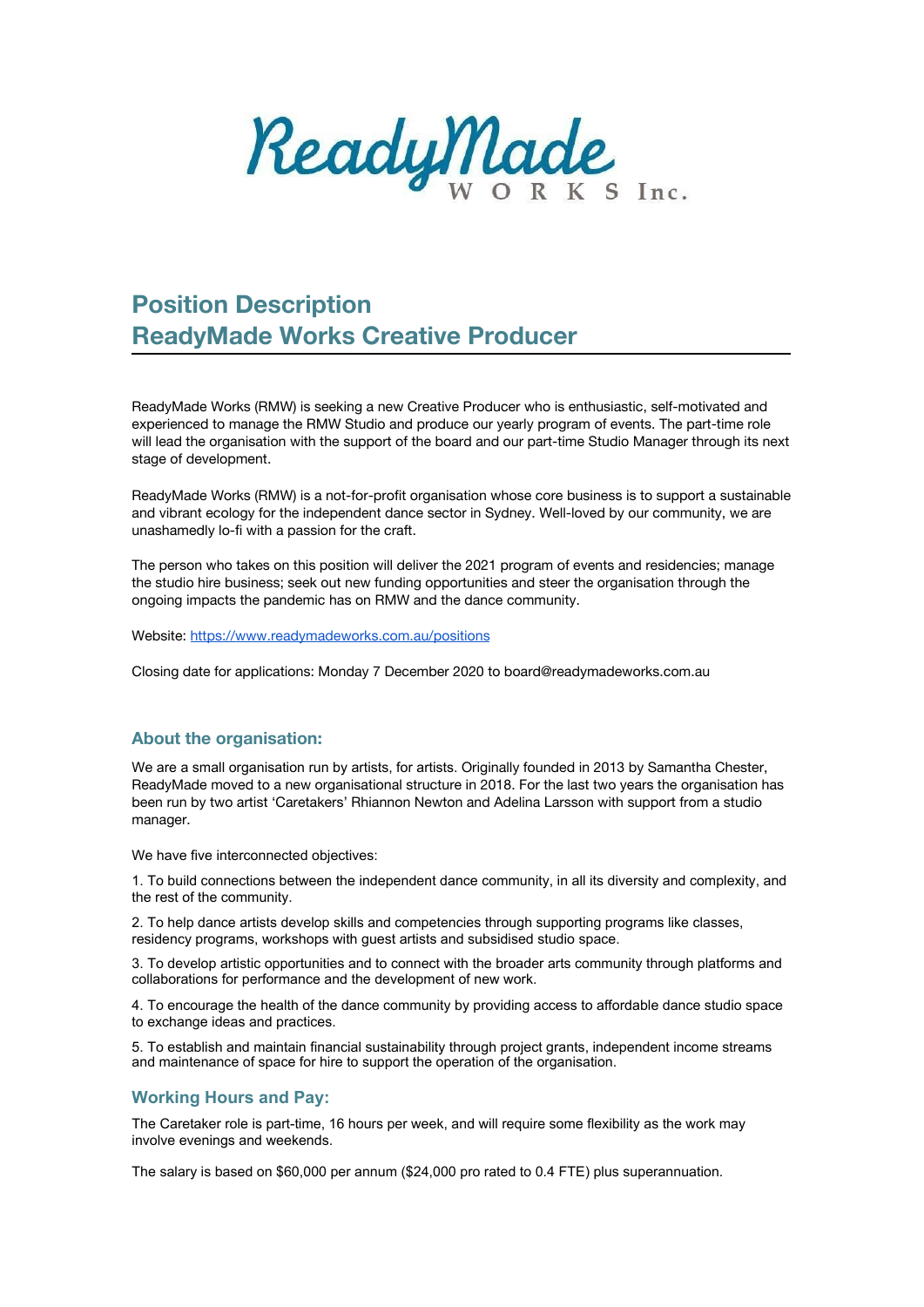ReadyMade WORKS Inc.

# Position Description
# ReadyMade Works Creative Producer

ReadyMade Works (RMW) is seeking a new Creative Producer who is enthusiastic, self-motivated and experienced to manage the RMW Studio and produce our yearly program of events. The part-time role will lead the organisation with the support of the board and our part-time Studio Manager through its next stage of development.

ReadyMade Works (RMW) is a not-for-profit organisation whose core business is to support a sustainable and vibrant ecology for the independent dance sector in Sydney. Well-loved by our community, we are unashamedly lo-fi with a passion for the craft.

The person who takes on this position will deliver the 2021 program of events and residencies; manage the studio hire business; seek out new funding opportunities and steer the organisation through the ongoing impacts the pandemic has on RMW and the dance community.

Website: [https://www.readymadeworks.com.au/positions](https://www.readymadeworks.com.au/positions)

Closing date for applications: Monday 7 December 2020 to board@readymadeworks.com.au

## About the organisation:

We are a small organisation run by artists, for artists. Originally founded in 2013 by Samantha Chester, ReadyMade moved to a new organisational structure in 2018. For the last two years the organisation has been run by two artist 'Caretakers' Rhiannon Newton and Adelina Larsson with support from a studio manager.

We have five interconnected objectives:

1. To build connections between the independent dance community, in all its diversity and complexity, and the rest of the community.

2. To help dance artists develop skills and competencies through supporting programs like classes, residency programs, workshops with guest artists and subsidised studio space.

3. To develop artistic opportunities and to connect with the broader arts community through platforms and collaborations for performance and the development of new work.

4. To encourage the health of the dance community by providing access to affordable dance studio space to exchange ideas and practices.

5. To establish and maintain financial sustainability through project grants, independent income streams and maintenance of space for hire to support the operation of the organisation.

## Working Hours and Pay:

The Caretaker role is part-time, 16 hours per week, and will require some flexibility as the work may involve evenings and weekends.

The salary is based on $60,000 per annum ($24,000 pro rated to 0.4 FTE) plus superannuation.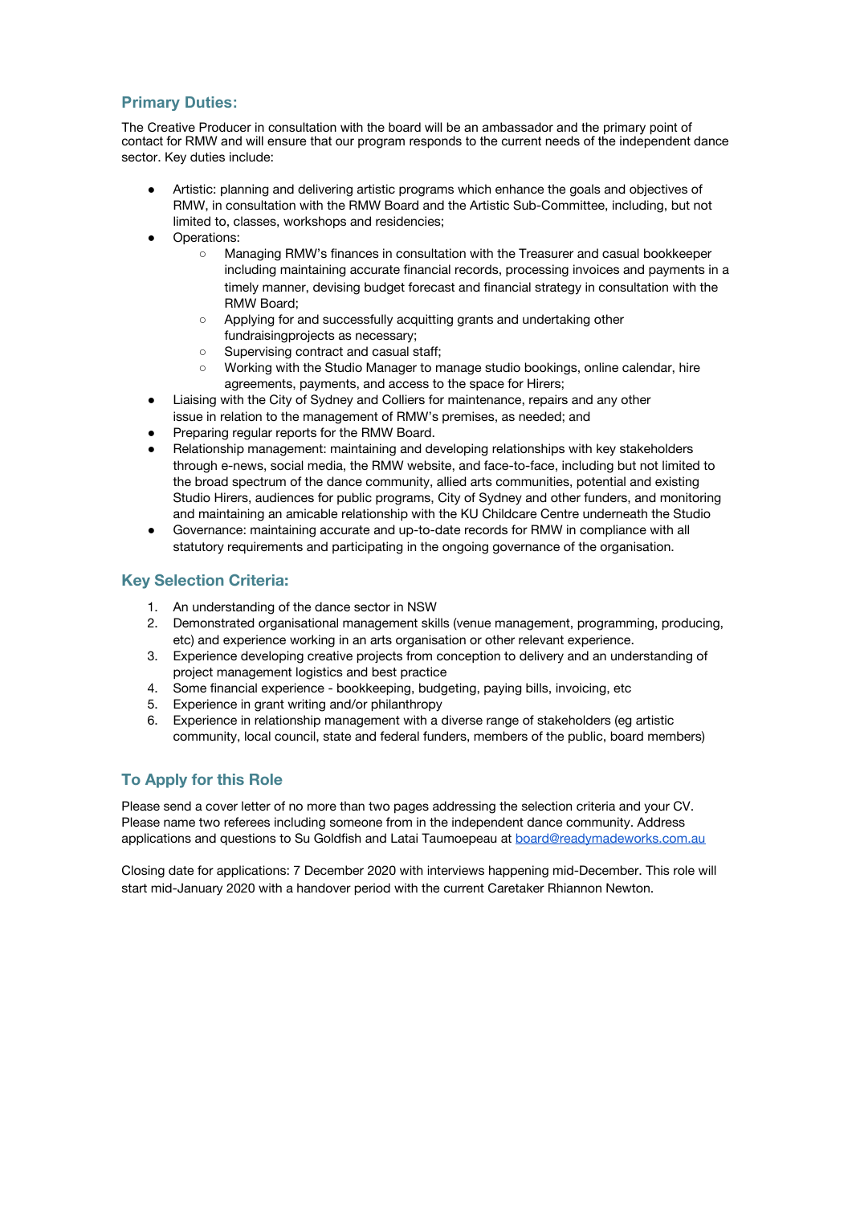## Primary Duties:

The Creative Producer in consultation with the board will be an ambassador and the primary point of contact for RMW and will ensure that our program responds to the current needs of the independent dance sector. Key duties include:

- Artistic: planning and delivering artistic programs which enhance the goals and objectives of RMW, in consultation with the RMW Board and the Artistic Sub-Committee, including, but not limited to, classes, workshops and residencies;
- Operations:
  - Managing RMW's finances in consultation with the Treasurer and casual bookkeeper including maintaining accurate financial records, processing invoices and payments in a timely manner, devising budget forecast and financial strategy in consultation with the RMW Board;
  - Applying for and successfully acquitting grants and undertaking other fundraisingprojects as necessary;
  - Supervising contract and casual staff;
  - Working with the Studio Manager to manage studio bookings, online calendar, hire agreements, payments, and access to the space for Hirers;
- Liaising with the City of Sydney and Colliers for maintenance, repairs and any other issue in relation to the management of RMW's premises, as needed; and
- Preparing regular reports for the RMW Board.
- Relationship management: maintaining and developing relationships with key stakeholders through e-news, social media, the RMW website, and face-to-face, including but not limited to the broad spectrum of the dance community, allied arts communities, potential and existing Studio Hirers, audiences for public programs, City of Sydney and other funders, and monitoring and maintaining an amicable relationship with the KU Childcare Centre underneath the Studio
- Governance: maintaining accurate and up-to-date records for RMW in compliance with all statutory requirements and participating in the ongoing governance of the organisation.

## Key Selection Criteria:

1. An understanding of the dance sector in NSW
2. Demonstrated organisational management skills (venue management, programming, producing, etc) and experience working in an arts organisation or other relevant experience.
3. Experience developing creative projects from conception to delivery and an understanding of project management logistics and best practice
4. Some financial experience - bookkeeping, budgeting, paying bills, invoicing, etc
5. Experience in grant writing and/or philanthropy
6. Experience in relationship management with a diverse range of stakeholders (eg artistic community, local council, state and federal funders, members of the public, board members)

## To Apply for this Role

Please send a cover letter of no more than two pages addressing the selection criteria and your CV. Please name two referees including someone from in the independent dance community. Address applications and questions to Su Goldfish and Latai Taumoepeau at [board@readymadeworks.com.au](mailto:board@readymadeworks.com.au)

Closing date for applications: 7 December 2020 with interviews happening mid-December. This role will start mid-January 2020 with a handover period with the current Caretaker Rhiannon Newton.